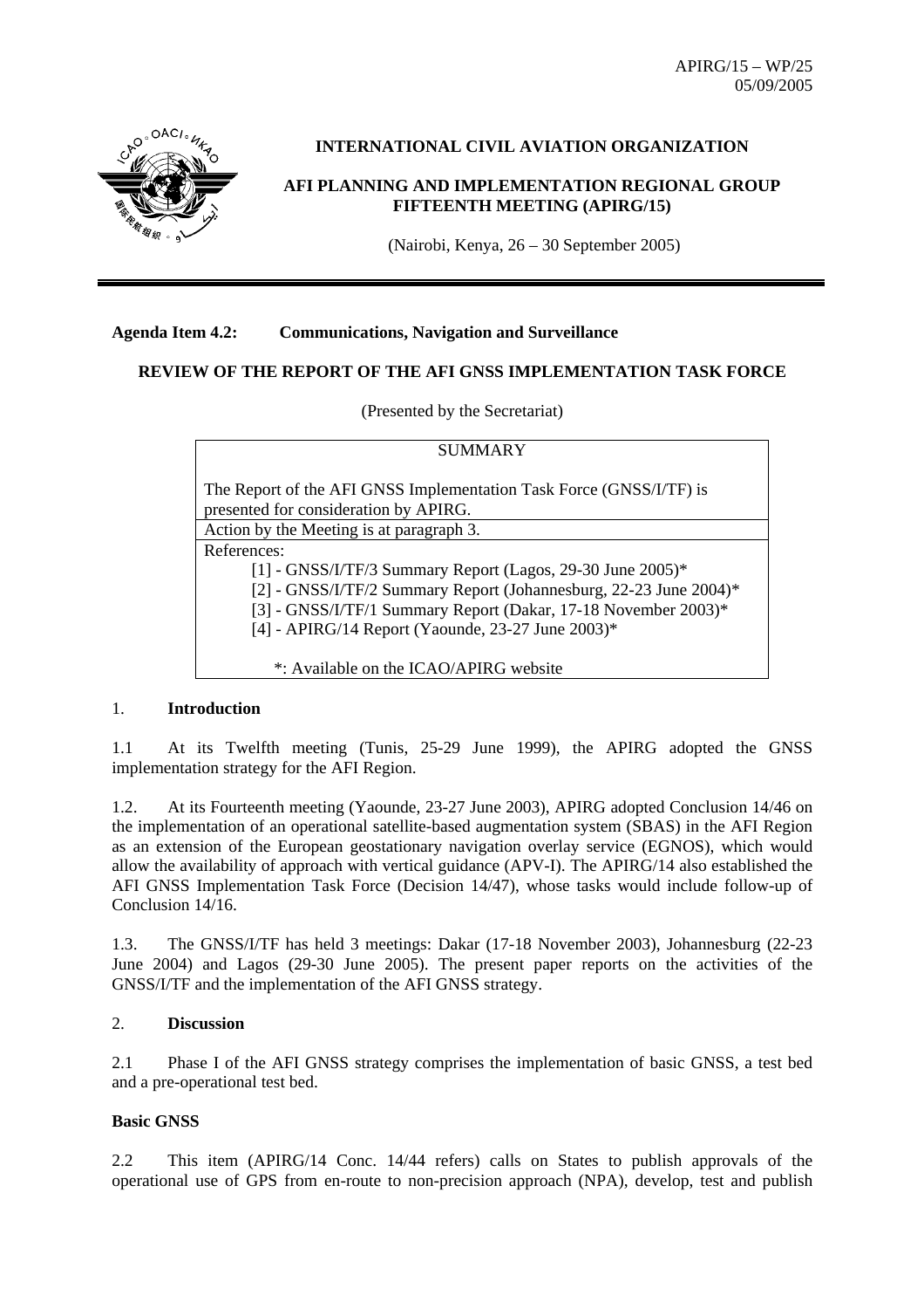APIRG/15 – WP/25
05/09/2005

**INTERNATIONAL CIVIL AVIATION ORGANIZATION**

**AFI PLANNING AND IMPLEMENTATION REGIONAL GROUP FIFTEENTH MEETING (APIRG/15)**

(Nairobi, Kenya, 26 – 30 September 2005)

---

**Agenda Item 4.2: Communications, Navigation and Surveillance**

**REVIEW OF THE REPORT OF THE AFI GNSS IMPLEMENTATION TASK FORCE**

(Presented by the Secretariat)

| SUMMARY |
|---|
| The Report of the AFI GNSS Implementation Task Force (GNSS/I/TF) is presented for consideration by APIRG. |
| Action by the Meeting is at paragraph 3. |
| References:<br>[1] - GNSS/I/TF/3 Summary Report (Lagos, 29-30 June 2005)*<br>[2] - GNSS/I/TF/2 Summary Report (Johannesburg, 22-23 June 2004)*<br>[3] - GNSS/I/TF/1 Summary Report (Dakar, 17-18 November 2003)*<br>[4] - APIRG/14 Report (Yaounde, 23-27 June 2003)*<br><br>*: Available on the ICAO/APIRG website |

## 1. Introduction

1.1 At its Twelfth meeting (Tunis, 25-29 June 1999), the APIRG adopted the GNSS implementation strategy for the AFI Region.

1.2. At its Fourteenth meeting (Yaounde, 23-27 June 2003), APIRG adopted Conclusion 14/46 on the implementation of an operational satellite-based augmentation system (SBAS) in the AFI Region as an extension of the European geostationary navigation overlay service (EGNOS), which would allow the availability of approach with vertical guidance (APV-I). The APIRG/14 also established the AFI GNSS Implementation Task Force (Decision 14/47), whose tasks would include follow-up of Conclusion 14/16.

1.3. The GNSS/I/TF has held 3 meetings: Dakar (17-18 November 2003), Johannesburg (22-23 June 2004) and Lagos (29-30 June 2005). The present paper reports on the activities of the GNSS/I/TF and the implementation of the AFI GNSS strategy.

## 2. Discussion

2.1 Phase I of the AFI GNSS strategy comprises the implementation of basic GNSS, a test bed and a pre-operational test bed.

### Basic GNSS

2.2 This item (APIRG/14 Conc. 14/44 refers) calls on States to publish approvals of the operational use of GPS from en-route to non-precision approach (NPA), develop, test and publish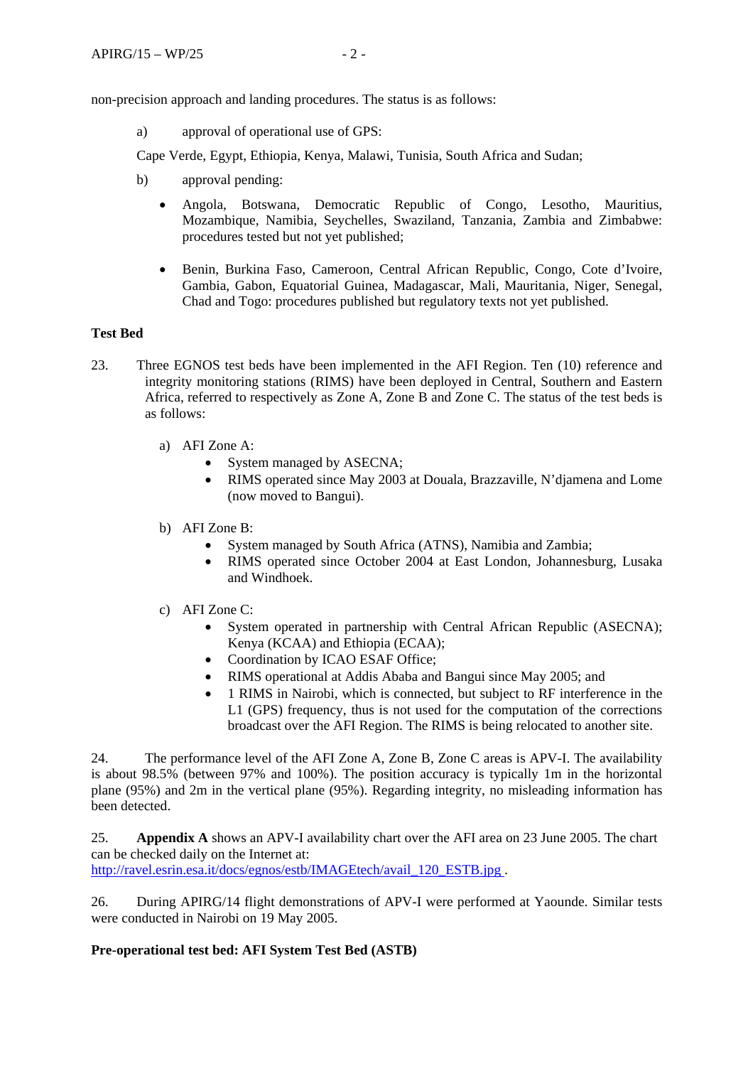non-precision approach and landing procedures. The status is as follows:

a) approval of operational use of GPS:

Cape Verde, Egypt, Ethiopia, Kenya, Malawi, Tunisia, South Africa and Sudan;

b) approval pending:

- Angola, Botswana, Democratic Republic of Congo, Lesotho, Mauritius, Mozambique, Namibia, Seychelles, Swaziland, Tanzania, Zambia and Zimbabwe: procedures tested but not yet published;

- Benin, Burkina Faso, Cameroon, Central African Republic, Congo, Cote d'Ivoire, Gambia, Gabon, Equatorial Guinea, Madagascar, Mali, Mauritania, Niger, Senegal, Chad and Togo: procedures published but regulatory texts not yet published.

**Test Bed**

23. Three EGNOS test beds have been implemented in the AFI Region. Ten (10) reference and integrity monitoring stations (RIMS) have been deployed in Central, Southern and Eastern Africa, referred to respectively as Zone A, Zone B and Zone C. The status of the test beds is as follows:

a) AFI Zone A:
   - System managed by ASECNA;
   - RIMS operated since May 2003 at Douala, Brazzaville, N'djamena and Lome (now moved to Bangui).

b) AFI Zone B:
   - System managed by South Africa (ATNS), Namibia and Zambia;
   - RIMS operated since October 2004 at East London, Johannesburg, Lusaka and Windhoek.

c) AFI Zone C:
   - System operated in partnership with Central African Republic (ASECNA); Kenya (KCAA) and Ethiopia (ECAA);
   - Coordination by ICAO ESAF Office;
   - RIMS operational at Addis Ababa and Bangui since May 2005; and
   - 1 RIMS in Nairobi, which is connected, but subject to RF interference in the L1 (GPS) frequency, thus is not used for the computation of the corrections broadcast over the AFI Region. The RIMS is being relocated to another site.

24. The performance level of the AFI Zone A, Zone B, Zone C areas is APV-I. The availability is about 98.5% (between 97% and 100%). The position accuracy is typically 1m in the horizontal plane (95%) and 2m in the vertical plane (95%). Regarding integrity, no misleading information has been detected.

25. **Appendix A** shows an APV-I availability chart over the AFI area on 23 June 2005. The chart can be checked daily on the Internet at:
http://ravel.esrin.esa.it/docs/egnos/estb/IMAGEtech/avail_120_ESTB.jpg .

26. During APIRG/14 flight demonstrations of APV-I were performed at Yaounde. Similar tests were conducted in Nairobi on 19 May 2005.

**Pre-operational test bed: AFI System Test Bed (ASTB)**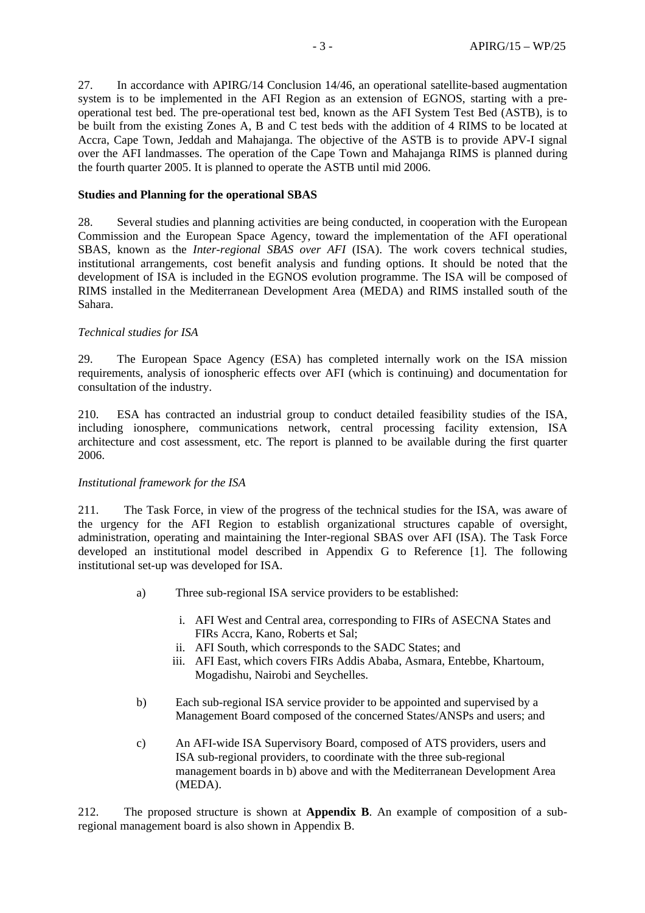27. In accordance with APIRG/14 Conclusion 14/46, an operational satellite-based augmentation system is to be implemented in the AFI Region as an extension of EGNOS, starting with a pre-operational test bed. The pre-operational test bed, known as the AFI System Test Bed (ASTB), is to be built from the existing Zones A, B and C test beds with the addition of 4 RIMS to be located at Accra, Cape Town, Jeddah and Mahajanga. The objective of the ASTB is to provide APV-I signal over the AFI landmasses. The operation of the Cape Town and Mahajanga RIMS is planned during the fourth quarter 2005. It is planned to operate the ASTB until mid 2006.

**Studies and Planning for the operational SBAS**

28. Several studies and planning activities are being conducted, in cooperation with the European Commission and the European Space Agency, toward the implementation of the AFI operational SBAS, known as the *Inter-regional SBAS over AFI* (ISA). The work covers technical studies, institutional arrangements, cost benefit analysis and funding options. It should be noted that the development of ISA is included in the EGNOS evolution programme. The ISA will be composed of RIMS installed in the Mediterranean Development Area (MEDA) and RIMS installed south of the Sahara.

*Technical studies for ISA*

29. The European Space Agency (ESA) has completed internally work on the ISA mission requirements, analysis of ionospheric effects over AFI (which is continuing) and documentation for consultation of the industry.

210. ESA has contracted an industrial group to conduct detailed feasibility studies of the ISA, including ionosphere, communications network, central processing facility extension, ISA architecture and cost assessment, etc. The report is planned to be available during the first quarter 2006.

*Institutional framework for the ISA*

211. The Task Force, in view of the progress of the technical studies for the ISA, was aware of the urgency for the AFI Region to establish organizational structures capable of oversight, administration, operating and maintaining the Inter-regional SBAS over AFI (ISA). The Task Force developed an institutional model described in Appendix G to Reference [1]. The following institutional set-up was developed for ISA.

a) Three sub-regional ISA service providers to be established:

   i. AFI West and Central area, corresponding to FIRs of ASECNA States and FIRs Accra, Kano, Roberts et Sal;
   ii. AFI South, which corresponds to the SADC States; and
   iii. AFI East, which covers FIRs Addis Ababa, Asmara, Entebbe, Khartoum, Mogadishu, Nairobi and Seychelles.

b) Each sub-regional ISA service provider to be appointed and supervised by a Management Board composed of the concerned States/ANSPs and users; and

c) An AFI-wide ISA Supervisory Board, composed of ATS providers, users and ISA sub-regional providers, to coordinate with the three sub-regional management boards in b) above and with the Mediterranean Development Area (MEDA).

212. The proposed structure is shown at **Appendix B**. An example of composition of a sub-regional management board is also shown in Appendix B.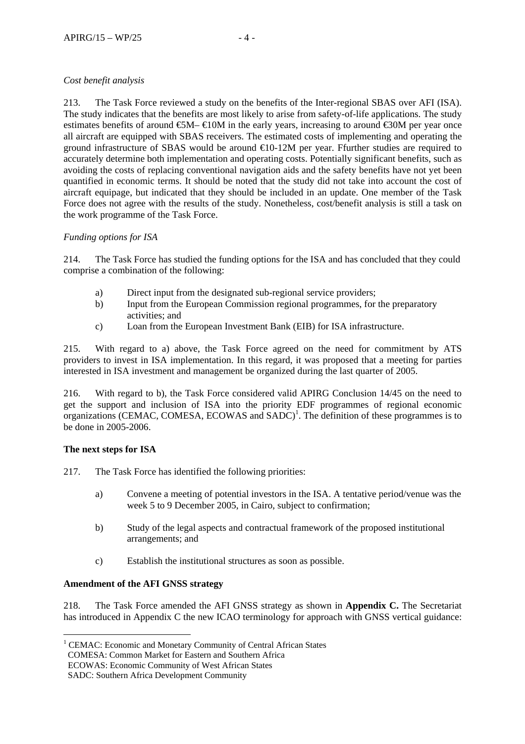*Cost benefit analysis*

213. The Task Force reviewed a study on the benefits of the Inter-regional SBAS over AFI (ISA). The study indicates that the benefits are most likely to arise from safety-of-life applications. The study estimates benefits of around €5M– €10M in the early years, increasing to around €30M per year once all aircraft are equipped with SBAS receivers. The estimated costs of implementing and operating the ground infrastructure of SBAS would be around €10-12M per year. Ffurther studies are required to accurately determine both implementation and operating costs. Potentially significant benefits, such as avoiding the costs of replacing conventional navigation aids and the safety benefits have not yet been quantified in economic terms. It should be noted that the study did not take into account the cost of aircraft equipage, but indicated that they should be included in an update. One member of the Task Force does not agree with the results of the study. Nonetheless, cost/benefit analysis is still a task on the work programme of the Task Force.

*Funding options for ISA*

214. The Task Force has studied the funding options for the ISA and has concluded that they could comprise a combination of the following:

a) Direct input from the designated sub-regional service providers;
b) Input from the European Commission regional programmes, for the preparatory activities; and
c) Loan from the European Investment Bank (EIB) for ISA infrastructure.

215. With regard to a) above, the Task Force agreed on the need for commitment by ATS providers to invest in ISA implementation. In this regard, it was proposed that a meeting for parties interested in ISA investment and management be organized during the last quarter of 2005.

216. With regard to b), the Task Force considered valid APIRG Conclusion 14/45 on the need to get the support and inclusion of ISA into the priority EDF programmes of regional economic organizations (CEMAC, COMESA, ECOWAS and SADC)[1]. The definition of these programmes is to be done in 2005-2006.

**The next steps for ISA**

217. The Task Force has identified the following priorities:

a) Convene a meeting of potential investors in the ISA. A tentative period/venue was the week 5 to 9 December 2005, in Cairo, subject to confirmation;

b) Study of the legal aspects and contractual framework of the proposed institutional arrangements; and

c) Establish the institutional structures as soon as possible.

**Amendment of the AFI GNSS strategy**

218. The Task Force amended the AFI GNSS strategy as shown in **Appendix C.** The Secretariat has introduced in Appendix C the new ICAO terminology for approach with GNSS vertical guidance:

---

[1] CEMAC: Economic and Monetary Community of Central African States
COMESA: Common Market for Eastern and Southern Africa
ECOWAS: Economic Community of West African States
SADC: Southern Africa Development Community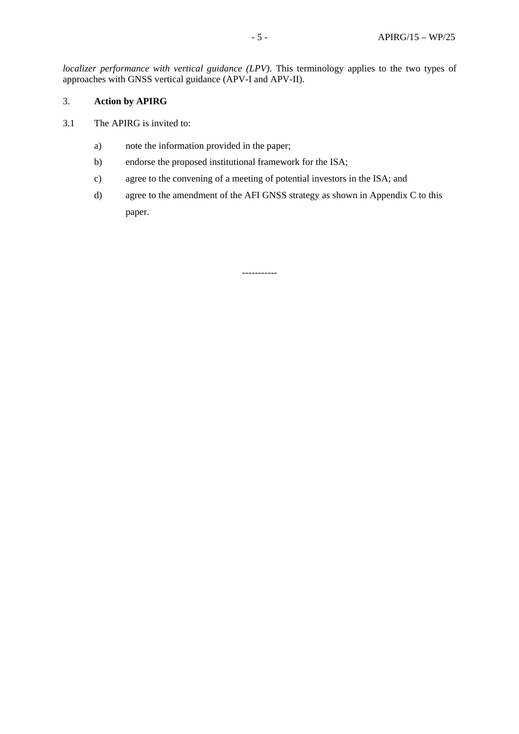*localizer performance with vertical guidance (LPV)*. This terminology applies to the two types of approaches with GNSS vertical guidance (APV-I and APV-II).

## 3. **Action by APIRG**

3.1 The APIRG is invited to:

a) note the information provided in the paper;

b) endorse the proposed institutional framework for the ISA;

c) agree to the convening of a meeting of potential investors in the ISA; and

d) agree to the amendment of the AFI GNSS strategy as shown in Appendix C to this paper.

-----------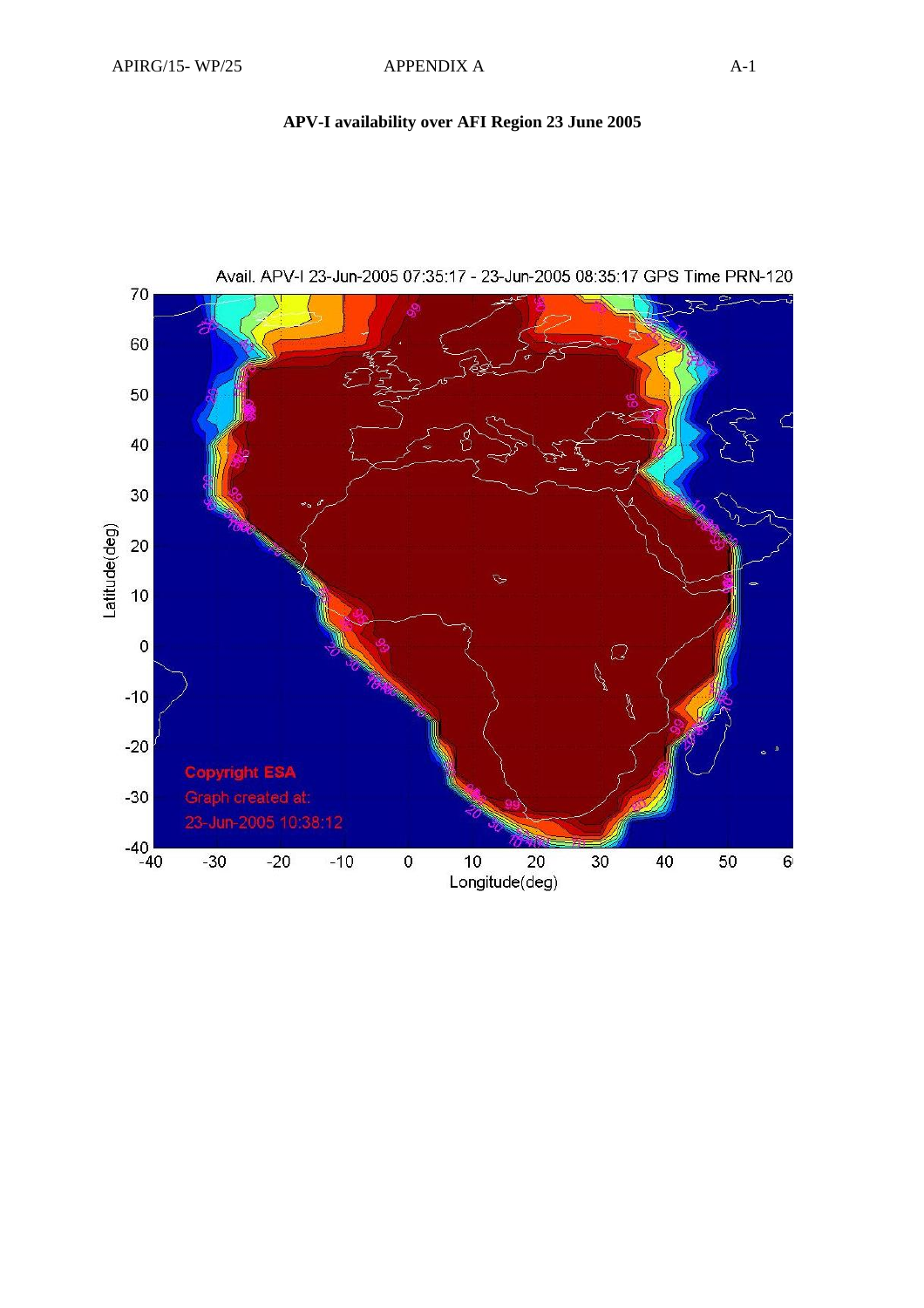**APV-I availability over AFI Region 23 June 2005**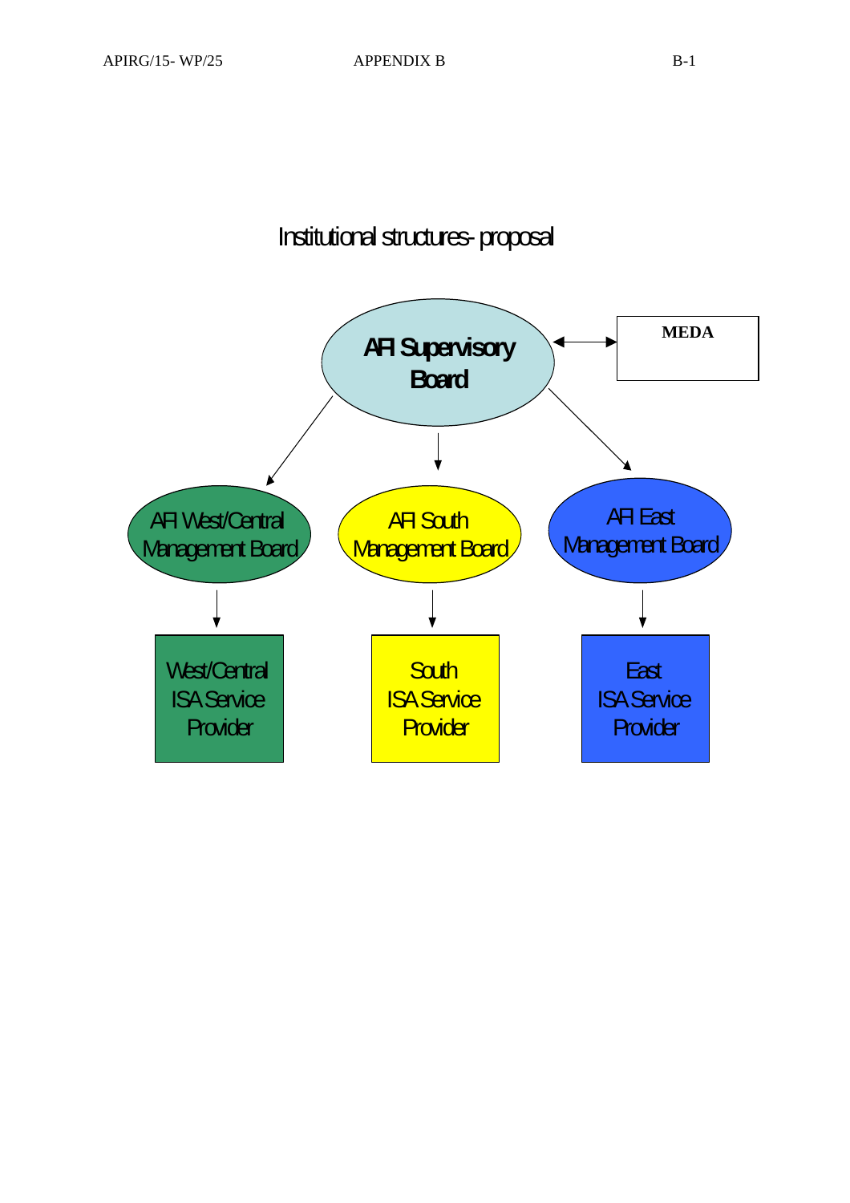# Institutional structures- proposal

**AFI Supervisory Board** ↔ **MEDA**

- AFI West/Central Management Board
  - West/Central ISA Service Provider
- AFI South Management Board
  - South ISA Service Provider
- AFI East Management Board
  - East ISA Service Provider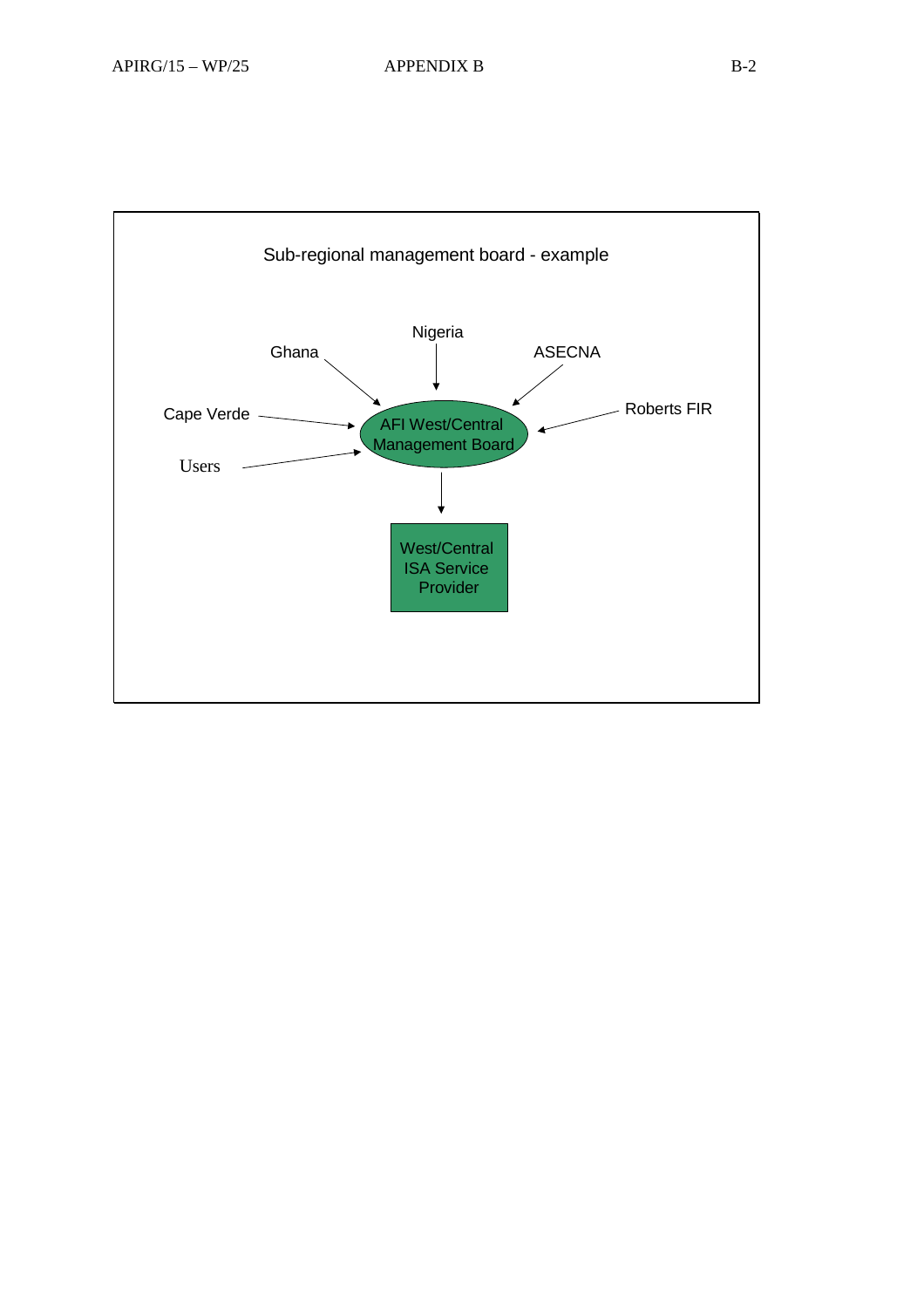Sub-regional management board - example

- Ghana
- Nigeria
- ASECNA
- Cape Verde
- Roberts FIR
- Users

→ AFI West/Central Management Board

→ West/Central ISA Service Provider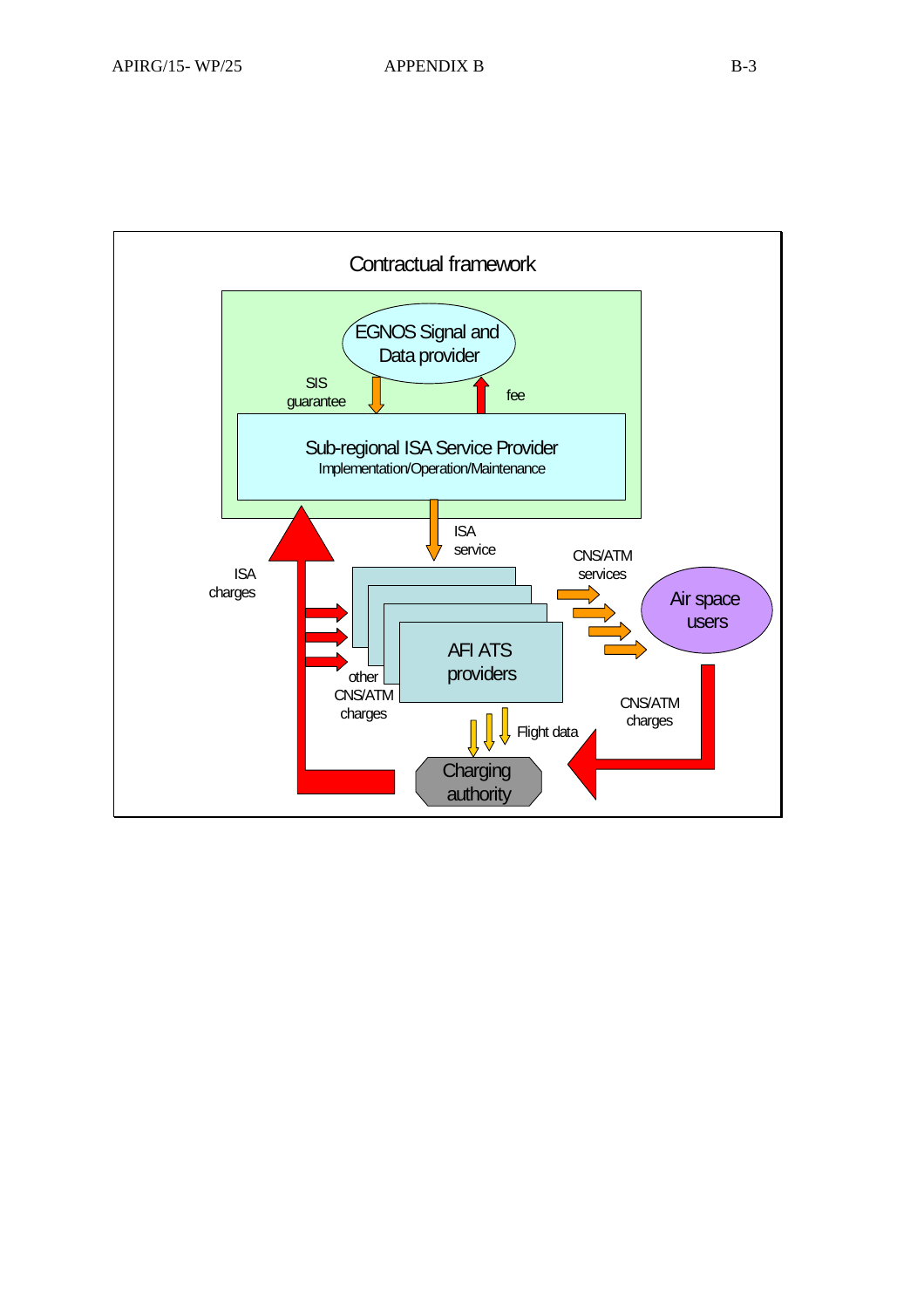Contractual framework

EGNOS Signal and Data provider

SIS guarantee

fee

Sub-regional ISA Service Provider
Implementation/Operation/Maintenance

ISA service

ISA charges

CNS/ATM services

Air space users

AFI ATS providers

other CNS/ATM charges

CNS/ATM charges

Flight data

Charging authority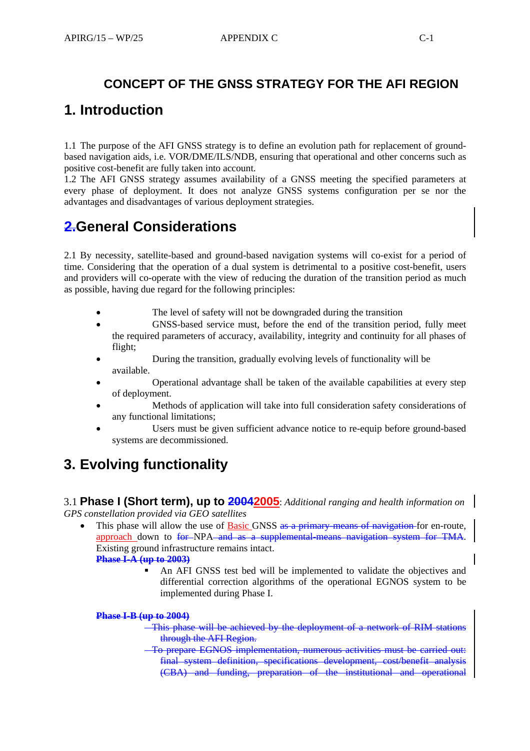# CONCEPT OF THE GNSS STRATEGY FOR THE AFI REGION

## 1. Introduction

1.1 The purpose of the AFI GNSS strategy is to define an evolution path for replacement of ground-based navigation aids, i.e. VOR/DME/ILS/NDB, ensuring that operational and other concerns such as positive cost-benefit are fully taken into account.
1.2 The AFI GNSS strategy assumes availability of a GNSS meeting the specified parameters at every phase of deployment. It does not analyze GNSS systems configuration per se nor the advantages and disadvantages of various deployment strategies.

## ~~2.~~General Considerations

2.1 By necessity, satellite-based and ground-based navigation systems will co-exist for a period of time. Considering that the operation of a dual system is detrimental to a positive cost-benefit, users and providers will co-operate with the view of reducing the duration of the transition period as much as possible, having due regard for the following principles:

- The level of safety will not be downgraded during the transition
- GNSS-based service must, before the end of the transition period, fully meet the required parameters of accuracy, availability, integrity and continuity for all phases of flight;
- During the transition, gradually evolving levels of functionality will be available.
- Operational advantage shall be taken of the available capabilities at every step of deployment.
- Methods of application will take into full consideration safety considerations of any functional limitations;
- Users must be given sufficient advance notice to re-equip before ground-based systems are decommissioned.

## 3. Evolving functionality

3.1 **Phase I (Short term), up to ~~2004~~2005**: *Additional ranging and health information on GPS constellation provided via GEO satellites*

- This phase will allow the use of Basic GNSS ~~as a primary means of navigation~~ for en-route, approach down to ~~for~~ NPA~~ and as a supplemental-means navigation system for TMA~~. Existing ground infrastructure remains intact.

  ~~**Phase I-A (up to 2003)**~~

  - An AFI GNSS test bed will be implemented to validate the objectives and differential correction algorithms of the operational EGNOS system to be implemented during Phase I.

  ~~**Phase I-B (up to 2004)**~~

  - ~~This phase will be achieved by the deployment of a network of RIM stations through the AFI Region.~~
  - ~~To prepare EGNOS implementation, numerous activities must be carried out: final system definition, specifications development, cost/benefit analysis (CBA) and funding, preparation of the institutional and operational~~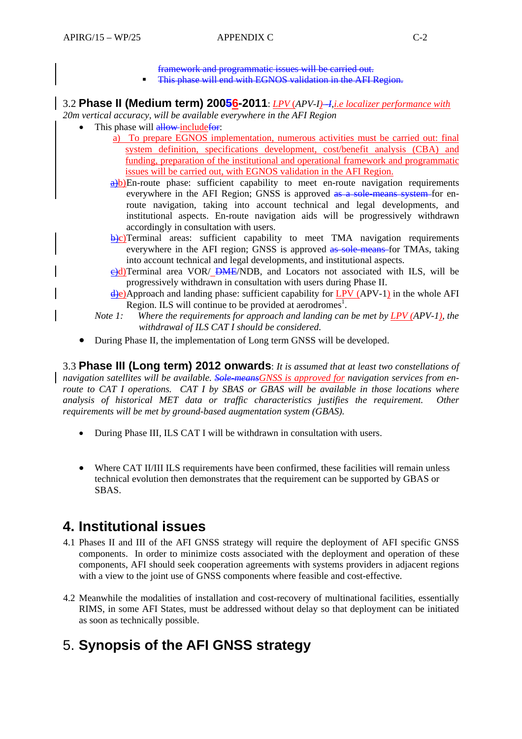framework and programmatic issues will be carried out.

- This phase will end with EGNOS validation in the AFI Region.

### 3.2 Phase II (Medium term) 20056-2011: *LPV (APV-I) I, i.e localizer performance with 20m vertical accuracy, will be available everywhere in the AFI Region*

- This phase will allow includefor:
    - a) To prepare EGNOS implementation, numerous activities must be carried out: final system definition, specifications development, cost/benefit analysis (CBA) and funding, preparation of the institutional and operational framework and programmatic issues will be carried out, with EGNOS validation in the AFI Region.
    - a)b) En-route phase: sufficient capability to meet en-route navigation requirements everywhere in the AFI Region; GNSS is approved as a sole-means system for en-route navigation, taking into account technical and legal developments, and institutional aspects. En-route navigation aids will be progressively withdrawn accordingly in consultation with users.
    - b)c) Terminal areas: sufficient capability to meet TMA navigation requirements everywhere in the AFI region; GNSS is approved as sole-means for TMAs, taking into account technical and legal developments, and institutional aspects.
    - c)d) Terminal area VOR/ DME/NDB, and Locators not associated with ILS, will be progressively withdrawn in consultation with users during Phase II.
    - d)e) Approach and landing phase: sufficient capability for LPV (APV-1) in the whole AFI Region. ILS will continue to be provided at aerodromes[1].

  *Note 1: Where the requirements for approach and landing can be met by LPV (APV-1), the withdrawal of ILS CAT I should be considered.*

- During Phase II, the implementation of Long term GNSS will be developed.

### 3.3 Phase III (Long term) 2012 onwards: *It is assumed that at least two constellations of navigation satellites will be available. Sole-meansGNSS is approved for navigation services from en-route to CAT I operations. CAT I by SBAS or GBAS will be available in those locations where analysis of historical MET data or traffic characteristics justifies the requirement. Other requirements will be met by ground-based augmentation system (GBAS).*

- During Phase III, ILS CAT I will be withdrawn in consultation with users.

- Where CAT II/III ILS requirements have been confirmed, these facilities will remain unless technical evolution then demonstrates that the requirement can be supported by GBAS or SBAS.

## 4. Institutional issues

4.1 Phases II and III of the AFI GNSS strategy will require the deployment of AFI specific GNSS components. In order to minimize costs associated with the deployment and operation of these components, AFI should seek cooperation agreements with systems providers in adjacent regions with a view to the joint use of GNSS components where feasible and cost-effective.

4.2 Meanwhile the modalities of installation and cost-recovery of multinational facilities, essentially RIMS, in some AFI States, must be addressed without delay so that deployment can be initiated as soon as technically possible.

## 5. Synopsis of the AFI GNSS strategy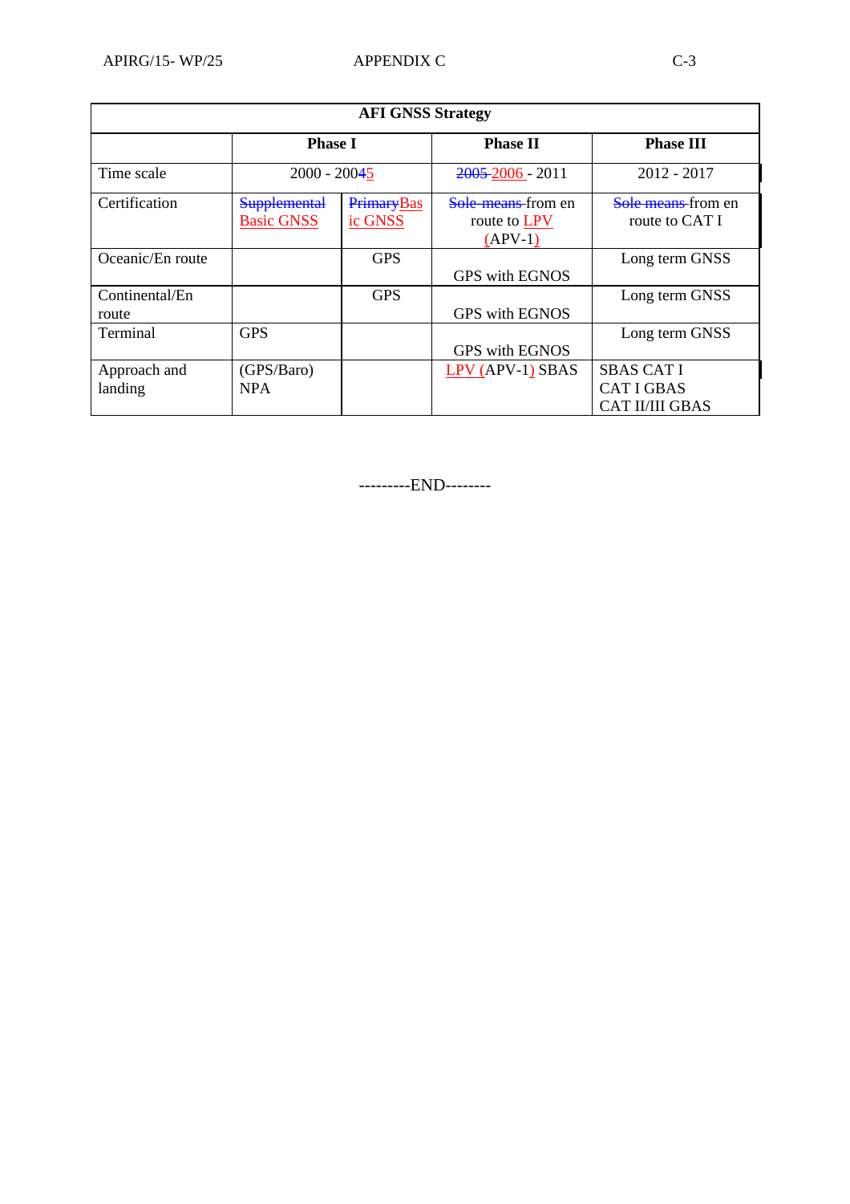| AFI GNSS Strategy | | | | |
|---|---|---|---|---|
| | Phase I | | Phase II | Phase III |
| Time scale | 2000 - 20045 | | 2005 2006 - 2011 | 2012 - 2017 |
| Certification | Supplemental Basic GNSS | PrimaryBasic GNSS | Sole means from en route to LPV (APV-1) | Sole means from en route to CAT I |
| Oceanic/En route | | GPS | GPS with EGNOS | Long term GNSS |
| Continental/En route | | GPS | GPS with EGNOS | Long term GNSS |
| Terminal | GPS | | GPS with EGNOS | Long term GNSS |
| Approach and landing | (GPS/Baro) NPA | | LPV (APV-1) SBAS | SBAS CAT I<br>CAT I GBAS<br>CAT II/III GBAS |

---------END--------